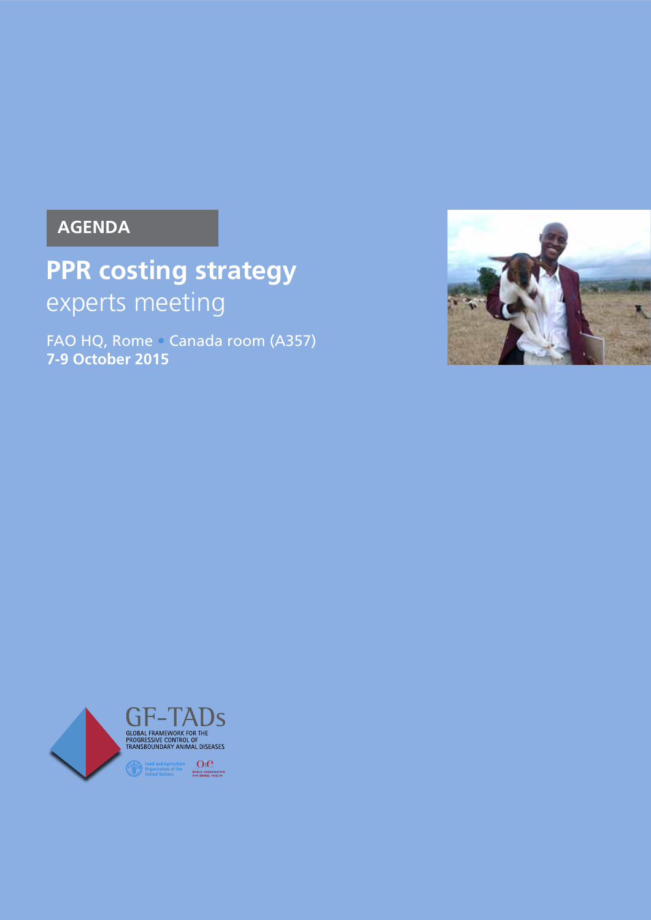AGENDA

# PPR costing strategy experts meeting

FAO HQ, Rome • Canada room (A357)
**7-9 October 2015**

GF-TADs
GLOBAL FRAMEWORK FOR THE PROGRESSIVE CONTROL OF TRANSBOUNDARY ANIMAL DISEASES

Food and Agriculture Organization of the United Nations

OIE WORLD ORGANISATION FOR ANIMAL HEALTH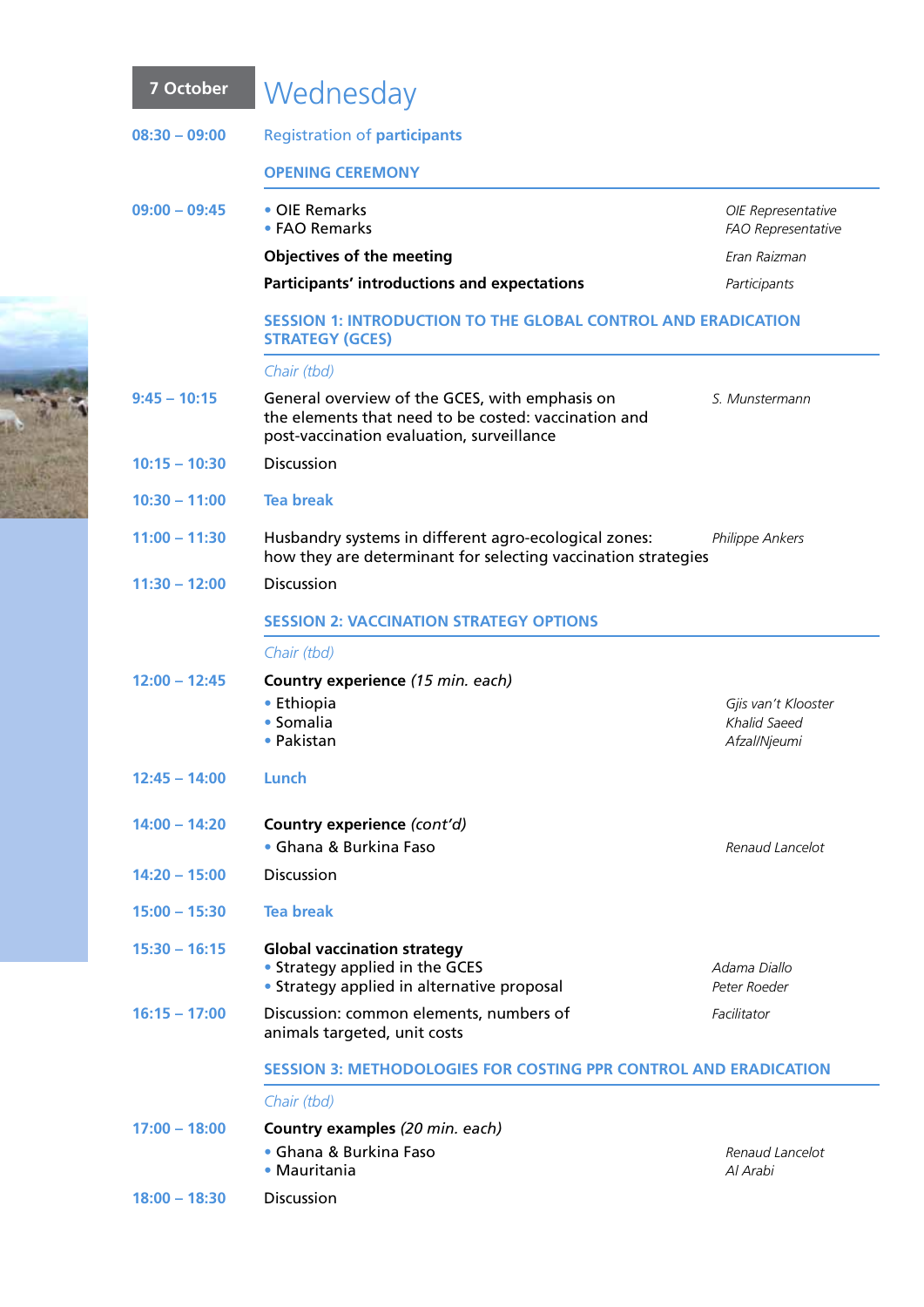# 7 October Wednesday

| Time | Activity | Speaker |
|---|---|---|
| 08:30 – 09:00 | Registration of **participants** | |

## OPENING CEREMONY

| Time | Activity | Speaker |
|---|---|---|
| 09:00 – 09:45 | • OIE Remarks<br>• FAO Remarks | *OIE Representative*<br>*FAO Representative* |
| | **Objectives of the meeting** | *Eran Raizman* |
| | **Participants' introductions and expectations** | *Participants* |

## SESSION 1: INTRODUCTION TO THE GLOBAL CONTROL AND ERADICATION STRATEGY (GCES)

*Chair (tbd)*

| Time | Activity | Speaker |
|---|---|---|
| 9:45 – 10:15 | General overview of the GCES, with emphasis on the elements that need to be costed: vaccination and post-vaccination evaluation, surveillance | *S. Munstermann* |
| 10:15 – 10:30 | Discussion | |
| 10:30 – 11:00 | **Tea break** | |
| 11:00 – 11:30 | Husbandry systems in different agro-ecological zones: how they are determinant for selecting vaccination strategies | *Philippe Ankers* |
| 11:30 – 12:00 | Discussion | |

## SESSION 2: VACCINATION STRATEGY OPTIONS

*Chair (tbd)*

| Time | Activity | Speaker |
|---|---|---|
| 12:00 – 12:45 | **Country experience** *(15 min. each)*<br>• Ethiopia<br>• Somalia<br>• Pakistan | <br>*Gjis van't Klooster*<br>*Khalid Saeed*<br>*Afzal/Njeumi* |
| 12:45 – 14:00 | **Lunch** | |
| 14:00 – 14:20 | **Country experience** *(cont'd)*<br>• Ghana & Burkina Faso | <br>*Renaud Lancelot* |
| 14:20 – 15:00 | Discussion | |
| 15:00 – 15:30 | **Tea break** | |
| 15:30 – 16:15 | **Global vaccination strategy**<br>• Strategy applied in the GCES<br>• Strategy applied in alternative proposal | <br>*Adama Diallo*<br>*Peter Roeder* |
| 16:15 – 17:00 | Discussion: common elements, numbers of animals targeted, unit costs | *Facilitator* |

## SESSION 3: METHODOLOGIES FOR COSTING PPR CONTROL AND ERADICATION

*Chair (tbd)*

| Time | Activity | Speaker |
|---|---|---|
| 17:00 – 18:00 | **Country examples** *(20 min. each)*<br>• Ghana & Burkina Faso<br>• Mauritania | <br>*Renaud Lancelot*<br>*Al Arabi* |
| 18:00 – 18:30 | Discussion | |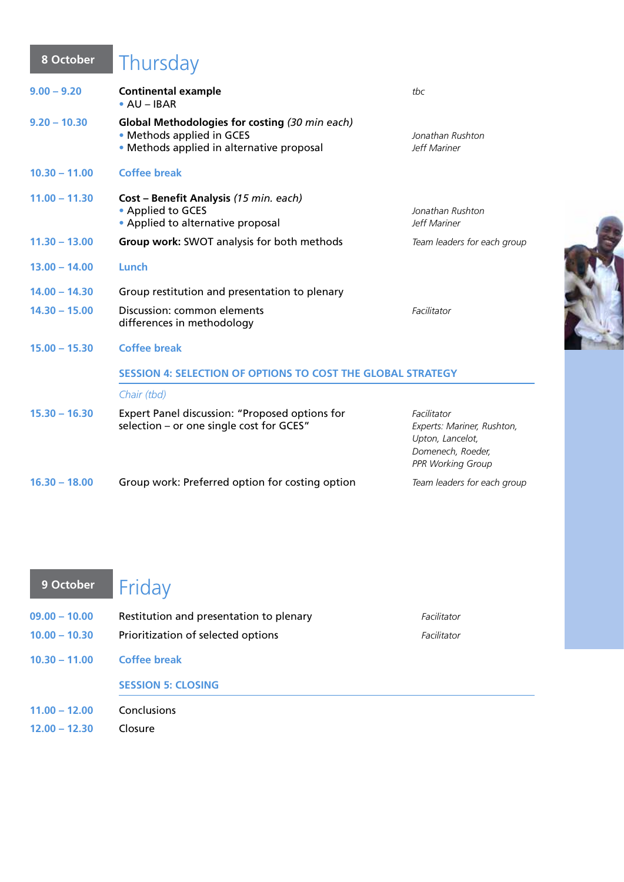## 8 October Thursday

| | | |
|---|---|---|
| 9.00 – 9.20 | **Continental example**<br>• AU – IBAR | *tbc* |
| 9.20 – 10.30 | **Global Methodologies for costing** *(30 min each)*<br>• Methods applied in GCES<br>• Methods applied in alternative proposal | <br>*Jonathan Rushton*<br>*Jeff Mariner* |
| 10.30 – 11.00 | Coffee break | |
| 11.00 – 11.30 | **Cost – Benefit Analysis** *(15 min. each)*<br>• Applied to GCES<br>• Applied to alternative proposal | <br>*Jonathan Rushton*<br>*Jeff Mariner* |
| 11.30 – 13.00 | **Group work:** SWOT analysis for both methods | *Team leaders for each group* |
| 13.00 – 14.00 | Lunch | |
| 14.00 – 14.30 | Group restitution and presentation to plenary | |
| 14.30 – 15.00 | Discussion: common elements differences in methodology | *Facilitator* |
| 15.00 – 15.30 | Coffee break | |

### SESSION 4: SELECTION OF OPTIONS TO COST THE GLOBAL STRATEGY

*Chair (tbd)*

| | | |
|---|---|---|
| 15.30 – 16.30 | Expert Panel discussion: "Proposed options for selection – or one single cost for GCES" | *Facilitator*<br>*Experts: Mariner, Rushton, Upton, Lancelot, Domenech, Roeder, PPR Working Group* |
| 16.30 – 18.00 | Group work: Preferred option for costing option | *Team leaders for each group* |

## 9 October Friday

| | | |
|---|---|---|
| 09.00 – 10.00 | Restitution and presentation to plenary | *Facilitator* |
| 10.00 – 10.30 | Prioritization of selected options | *Facilitator* |
| 10.30 – 11.00 | Coffee break | |

### SESSION 5: CLOSING

| | |
|---|---|
| 11.00 – 12.00 | Conclusions |
| 12.00 – 12.30 | Closure |